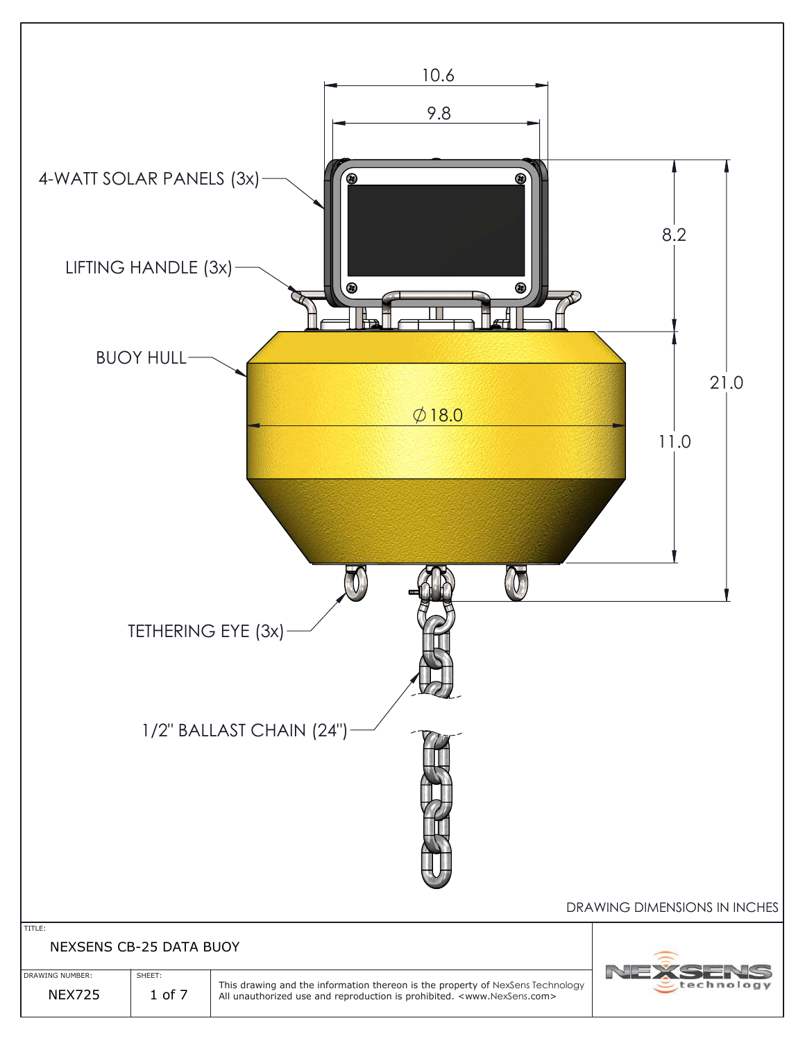4-WATT SOLAR PANELS (3x)

LIFTING HANDLE (3x)

BUOY HULL

TETHERING EYE (3x)

1/2" BALLAST CHAIN (24")

10.6

9.8

8.2

21.0

11.0

∅18.0

DRAWING DIMENSIONS IN INCHES

| TITLE: | | |
|---|---|---|
| NEXSENS CB-25 DATA BUOY | | |
| DRAWING NUMBER: NEX725 | SHEET: 1 of 7 | This drawing and the information thereon is the property of NexSens Technology. All unauthorized use and reproduction is prohibited. <www.NexSens.com> |

NEXSENS technology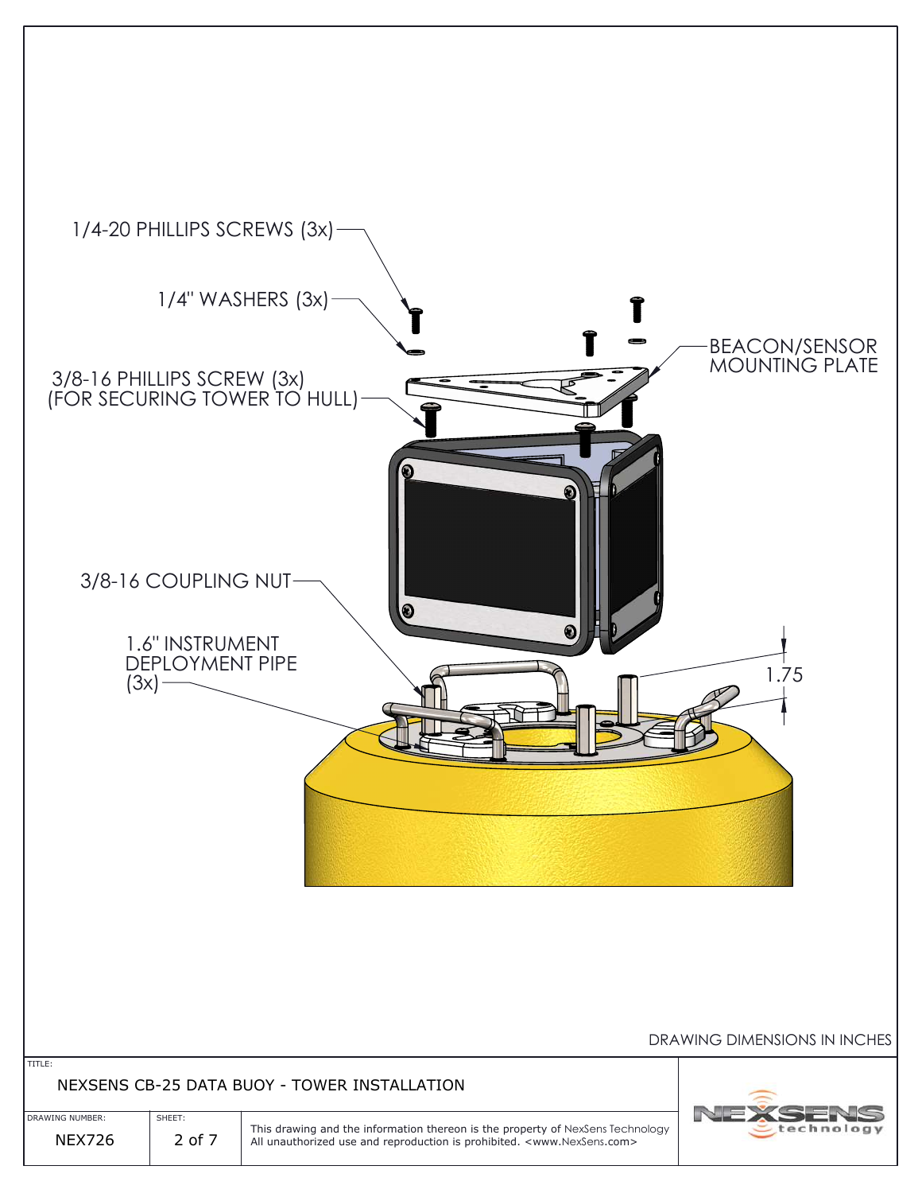1/4-20 PHILLIPS SCREWS (3x)

1/4" WASHERS (3x)

BEACON/SENSOR MOUNTING PLATE

3/8-16 PHILLIPS SCREW (3x) (FOR SECURING TOWER TO HULL)

3/8-16 COUPLING NUT

1.6" INSTRUMENT DEPLOYMENT PIPE (3x)

1.75

DRAWING DIMENSIONS IN INCHES

| TITLE: | | |
|---|---|---|
| NEXSENS CB-25 DATA BUOY - TOWER INSTALLATION | | |
| DRAWING NUMBER: NEX726 | SHEET: 2 of 7 | This drawing and the information thereon is the property of NexSens Technology. All unauthorized use and reproduction is prohibited. <www.NexSens.com> |

NEXSENS technology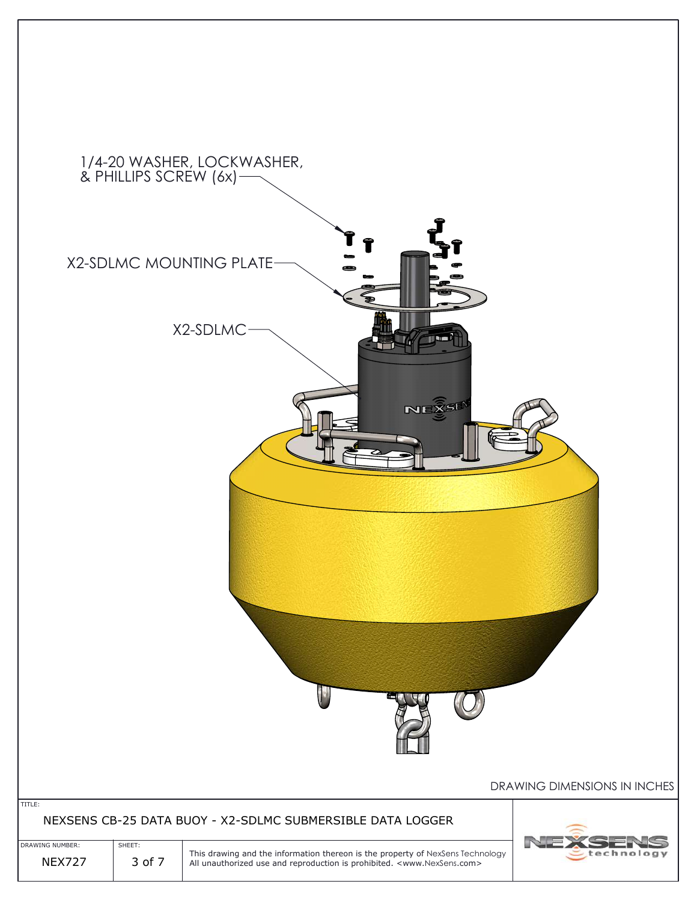1/4-20 WASHER, LOCKWASHER, & PHILLIPS SCREW (6x)

X2-SDLMC MOUNTING PLATE

X2-SDLMC

DRAWING DIMENSIONS IN INCHES

TITLE:

NEXSENS CB-25 DATA BUOY - X2-SDLMC SUBMERSIBLE DATA LOGGER

| DRAWING NUMBER: | SHEET: | |
|---|---|---|
| NEX727 | 3 of 7 | This drawing and the information thereon is the property of NexSens Technology All unauthorized use and reproduction is prohibited. <www.NexSens.com> |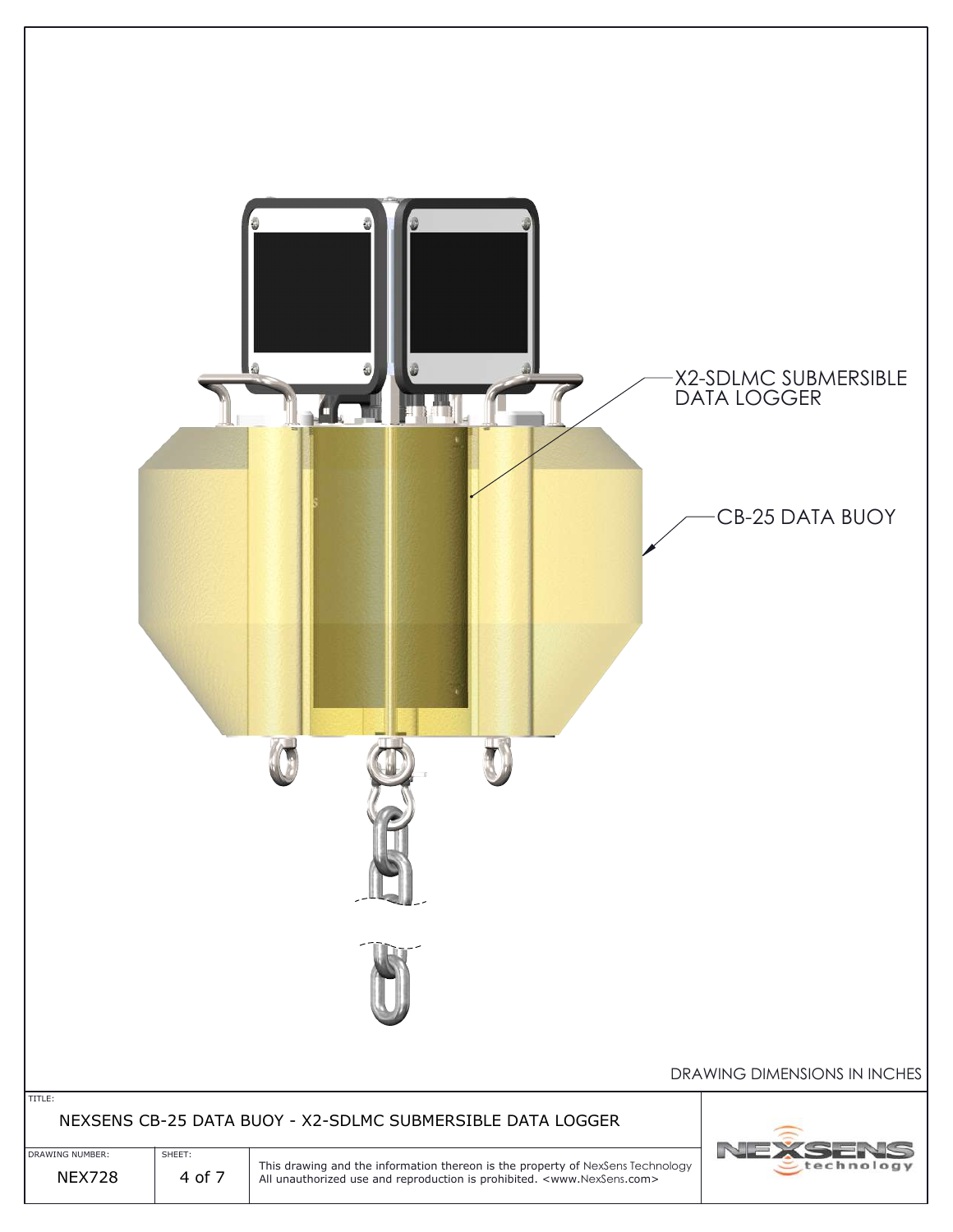X2-SDLMC SUBMERSIBLE DATA LOGGER

CB-25 DATA BUOY

DRAWING DIMENSIONS IN INCHES

| TITLE: | | |
|---|---|---|
| NEXSENS CB-25 DATA BUOY - X2-SDLMC SUBMERSIBLE DATA LOGGER | | |
| DRAWING NUMBER: NEX728 | SHEET: 4 of 7 | This drawing and the information thereon is the property of NexSens Technology. All unauthorized use and reproduction is prohibited. <www.NexSens.com> |

NEXSENS technology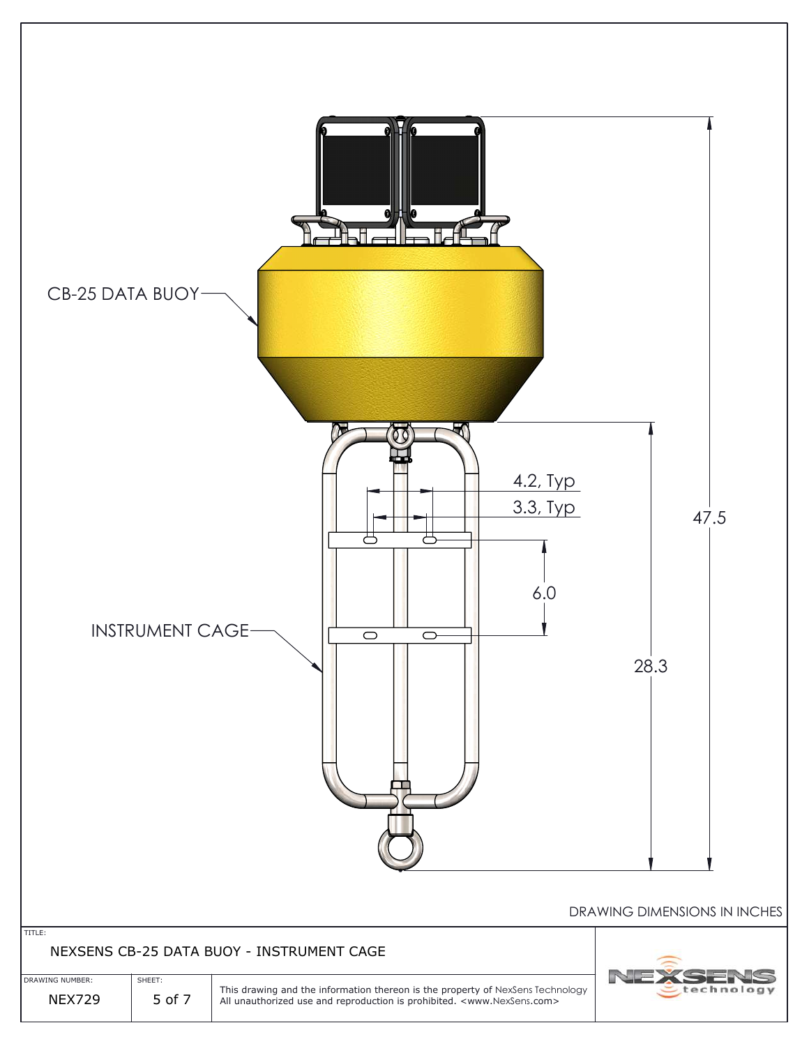CB-25 DATA BUOY

INSTRUMENT CAGE

4.2, Typ

3.3, Typ

6.0

28.3

47.5

DRAWING DIMENSIONS IN INCHES

| TITLE: | | |
|---|---|---|
| NEXSENS CB-25 DATA BUOY - INSTRUMENT CAGE | | |
| DRAWING NUMBER: NEX729 | SHEET: 5 of 7 | This drawing and the information thereon is the property of NexSens Technology. All unauthorized use and reproduction is prohibited. <www.NexSens.com> |

NEXSENS technology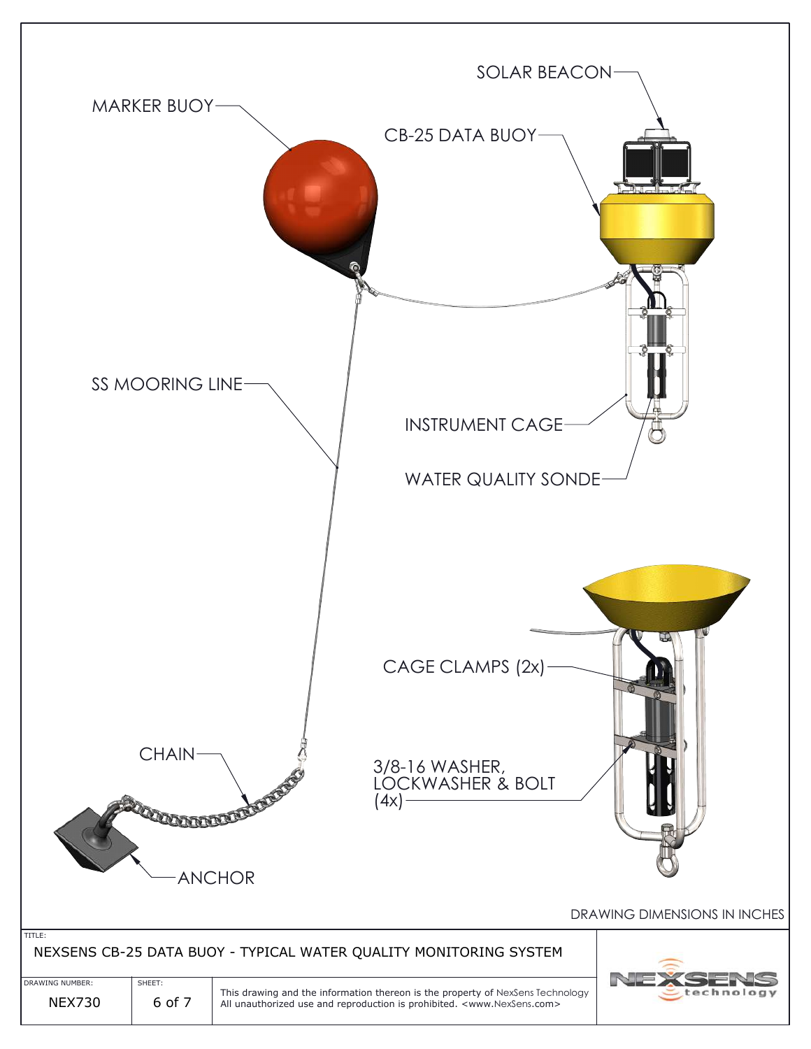SOLAR BEACON

MARKER BUOY

CB-25 DATA BUOY

SS MOORING LINE

INSTRUMENT CAGE

WATER QUALITY SONDE

CAGE CLAMPS (2x)

CHAIN

3/8-16 WASHER, LOCKWASHER & BOLT (4x)

ANCHOR

DRAWING DIMENSIONS IN INCHES

| TITLE: | | |
|---|---|---|
| NEXSENS CB-25 DATA BUOY - TYPICAL WATER QUALITY MONITORING SYSTEM | | |
| DRAWING NUMBER: NEX730 | SHEET: 6 of 7 | This drawing and the information thereon is the property of NexSens Technology. All unauthorized use and reproduction is prohibited. <www.NexSens.com> |

NEXSENS technology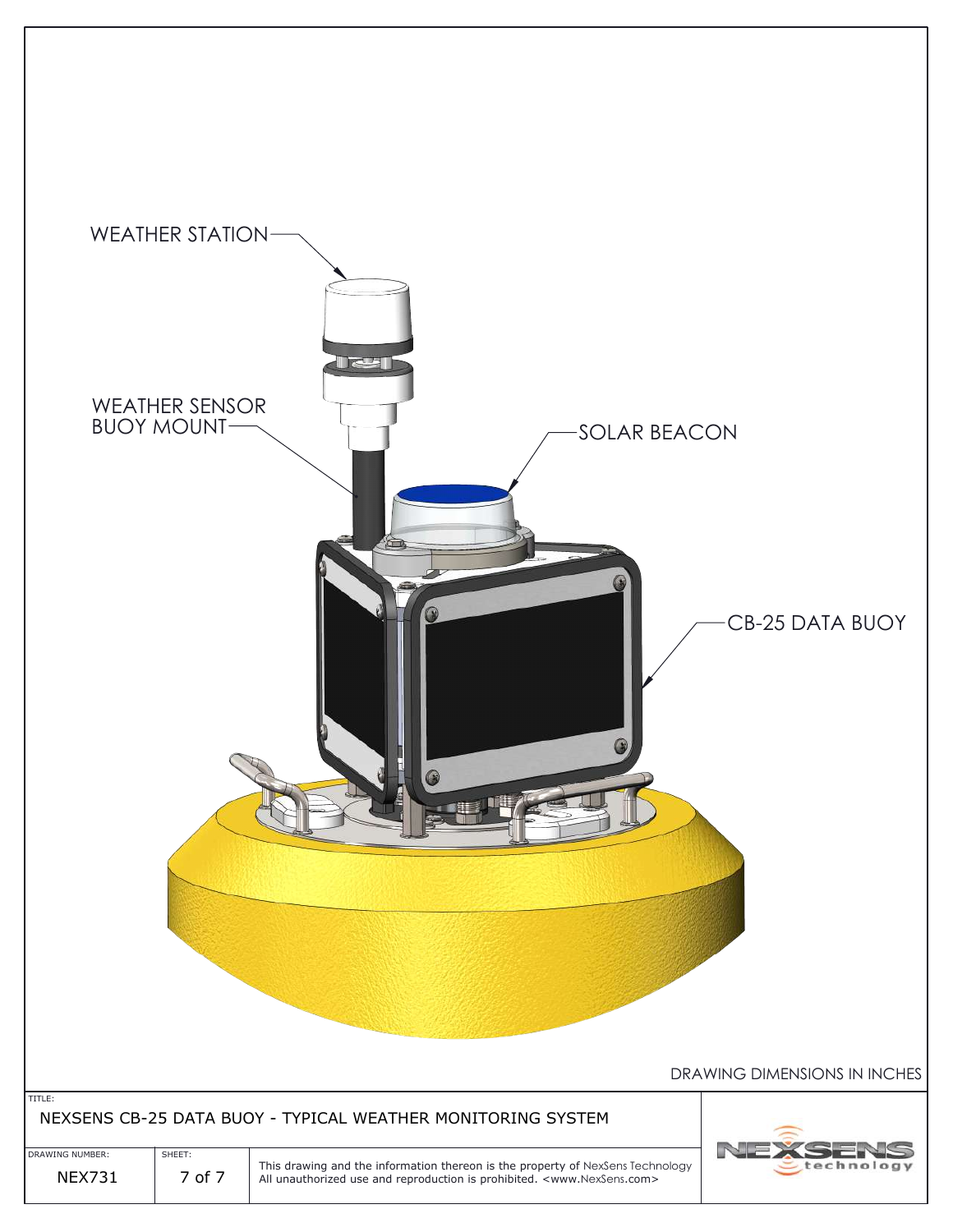WEATHER STATION

WEATHER SENSOR BUOY MOUNT

SOLAR BEACON

CB-25 DATA BUOY

DRAWING DIMENSIONS IN INCHES

TITLE:

NEXSENS CB-25 DATA BUOY - TYPICAL WEATHER MONITORING SYSTEM

| DRAWING NUMBER: | SHEET: | |
|---|---|---|
| NEX731 | 7 of 7 | This drawing and the information thereon is the property of NexSens Technology All unauthorized use and reproduction is prohibited. <www.NexSens.com> |

NEXSENS technology